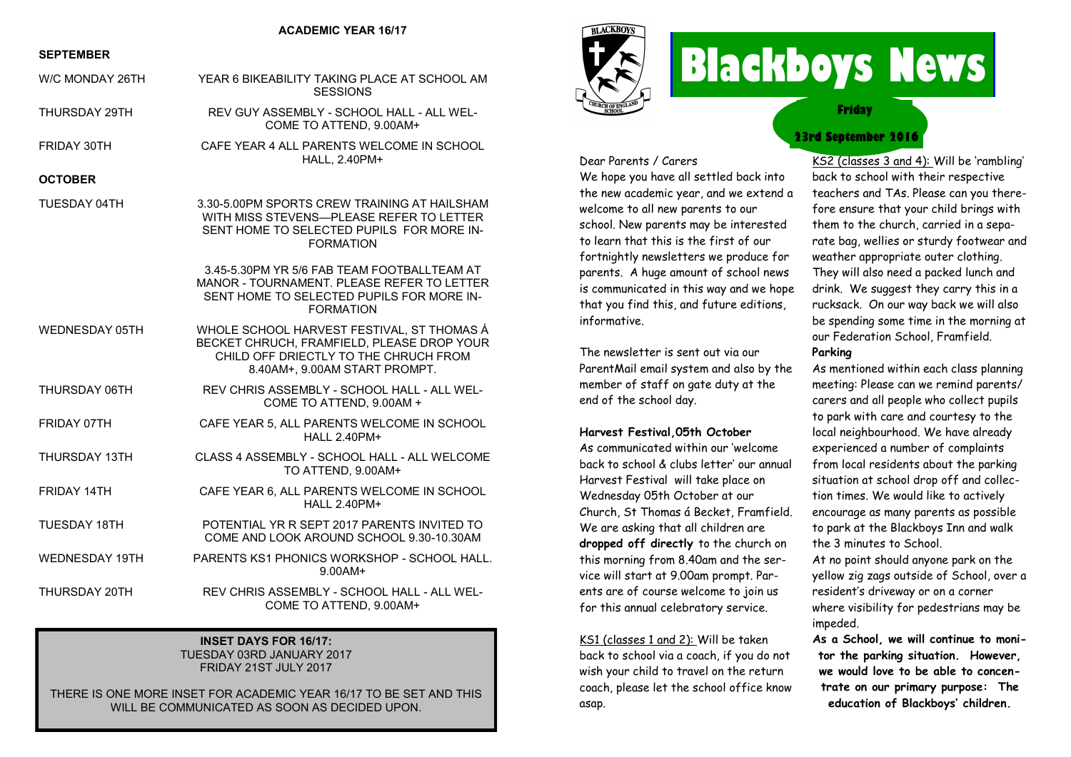# Blackboys News

**Friday 23rd September 2016**

Dear Parents / Carers

We hope you have all settled back into the new academic year, and we extend a welcome to all new parents to our school. New parents may be interested to learn that this is the first of our fortnightly newsletters we produce for parents. A huge amount of school news is communicated in this way and we hope that you find this, and future editions, informative.

The newsletter is sent out via our ParentMail email system and also by the member of staff on gate duty at the end of the school day.

**Harvest Festival,05th October**

As communicated within our 'welcome back to school & clubs letter' our annual Harvest Festival will take place on Wednesday 05th October at our Church, St Thomas á Becket, Framfield. We are asking that all children are **dropped off directly** to the church on this morning from 8.40am and the service will start at 9.00am prompt. Parents are of course welcome to join us for this annual celebratory service.

KS1 (classes 1 and 2): Will be taken back to school via a coach, if you do not wish your child to travel on the return coach, please let the school office know asap.

KS2 (classes 3 and 4): Will be 'rambling' back to school with their respective teachers and TAs. Please can you therefore ensure that your child brings with them to the church, carried in a separate bag, wellies or sturdy footwear and weather appropriate outer clothing. They will also need a packed lunch and drink. We suggest they carry this in a rucksack. On our way back we will also be spending some time in the morning at our Federation School, Framfield.

**Parking**

As mentioned within each class planning meeting: Please can we remind parents/carers and all people who collect pupils to park with care and courtesy to the local neighbourhood. We have already experienced a number of complaints from local residents about the parking situation at school drop off and collection times. We would like to actively encourage as many parents as possible to park at the Blackboys Inn and walk the 3 minutes to School.

At no point should anyone park on the yellow zig zags outside of School, over a resident's driveway or on a corner where visibility for pedestrians may be impeded.

**As a School, we will continue to monitor the parking situation. However, we would love to be able to concentrate on our primary purpose: The education of Blackboys' children.**

## ACADEMIC YEAR 16/17

### SEPTEMBER

| | |
|---|---|
| W/C MONDAY 26TH | YEAR 6 BIKEABILITY TAKING PLACE AT SCHOOL AM SESSIONS |
| THURSDAY 29TH | REV GUY ASSEMBLY - SCHOOL HALL - ALL WELCOME TO ATTEND, 9.00AM+ |
| FRIDAY 30TH | CAFE YEAR 4 ALL PARENTS WELCOME IN SCHOOL HALL, 2.40PM+ |

### OCTOBER

| | |
|---|---|
| TUESDAY 04TH | 3.30-5.00PM SPORTS CREW TRAINING AT HAILSHAM WITH MISS STEVENS—PLEASE REFER TO LETTER SENT HOME TO SELECTED PUPILS FOR MORE INFORMATION |
| | 3.45-5.30PM YR 5/6 FAB TEAM FOOTBALLTEAM AT MANOR - TOURNAMENT. PLEASE REFER TO LETTER SENT HOME TO SELECTED PUPILS FOR MORE INFORMATION |
| WEDNESDAY 05TH | WHOLE SCHOOL HARVEST FESTIVAL, ST THOMAS Á BECKET CHRUCH, FRAMFIELD, PLEASE DROP YOUR CHILD OFF DRIECTLY TO THE CHRUCH FROM 8.40AM+, 9.00AM START PROMPT. |
| THURSDAY 06TH | REV CHRIS ASSEMBLY - SCHOOL HALL - ALL WELCOME TO ATTEND, 9.00AM + |
| FRIDAY 07TH | CAFE YEAR 5, ALL PARENTS WELCOME IN SCHOOL HALL 2.40PM+ |
| THURSDAY 13TH | CLASS 4 ASSEMBLY - SCHOOL HALL - ALL WELCOME TO ATTEND, 9.00AM+ |
| FRIDAY 14TH | CAFE YEAR 6, ALL PARENTS WELCOME IN SCHOOL HALL 2.40PM+ |
| TUESDAY 18TH | POTENTIAL YR R SEPT 2017 PARENTS INVITED TO COME AND LOOK AROUND SCHOOL 9.30-10.30AM |
| WEDNESDAY 19TH | PARENTS KS1 PHONICS WORKSHOP - SCHOOL HALL. 9.00AM+ |
| THURSDAY 20TH | REV CHRIS ASSEMBLY - SCHOOL HALL - ALL WELCOME TO ATTEND, 9.00AM+ |

**INSET DAYS FOR 16/17:**
TUESDAY 03RD JANUARY 2017
FRIDAY 21ST JULY 2017

THERE IS ONE MORE INSET FOR ACADEMIC YEAR 16/17 TO BE SET AND THIS WILL BE COMMUNICATED AS SOON AS DECIDED UPON.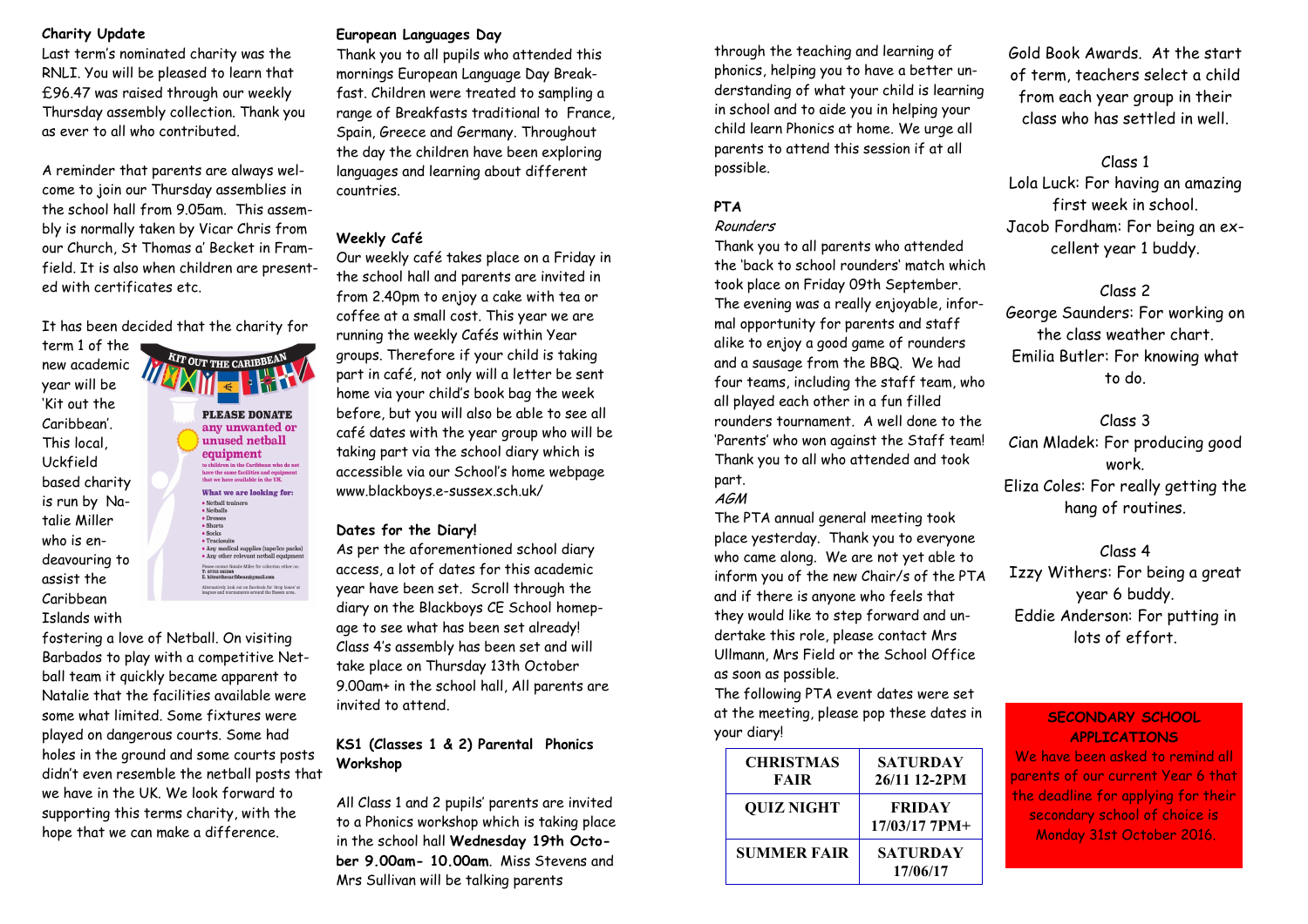**Charity Update**

Last term's nominated charity was the RNLI. You will be pleased to learn that £96.47 was raised through our weekly Thursday assembly collection. Thank you as ever to all who contributed.

A reminder that parents are always welcome to join our Thursday assemblies in the school hall from 9.05am. This assembly is normally taken by Vicar Chris from our Church, St Thomas a' Becket in Framfield. It is also when children are presented with certificates etc.

It has been decided that the charity for term 1 of the new academic year will be 'Kit out the Caribbean'. This local, Uckfield based charity is run by Natalie Miller who is endeavouring to assist the Caribbean Islands with fostering a love of Netball. On visiting Barbados to play with a competitive Netball team it quickly became apparent to Natalie that the facilities available were some what limited. Some fixtures were played on dangerous courts. Some had holes in the ground and some courts posts didn't even resemble the netball posts that we have in the UK. We look forward to supporting this terms charity, with the hope that we can make a difference.

KIT OUT THE CARIBBEAN

PLEASE DONATE any unwanted or unused netball equipment to children in the Caribbean who do not have the same facilities and equipment that we have available in the UK.

What we are looking for:
- Netball trainers
- Netballs
- Dresses
- Shorts
- Socks
- Tracksuits
- Any medical supplies (tape/ice packs)
- Any other relevant netball equipment

**European Languages Day**

Thank you to all pupils who attended this mornings European Language Day Breakfast. Children were treated to sampling a range of Breakfasts traditional to France, Spain, Greece and Germany. Throughout the day the children have been exploring languages and learning about different countries.

**Weekly Café**

Our weekly café takes place on a Friday in the school hall and parents are invited in from 2.40pm to enjoy a cake with tea or coffee at a small cost. This year we are running the weekly Cafés within Year groups. Therefore if your child is taking part in café, not only will a letter be sent home via your child's book bag the week before, but you will also be able to see all café dates with the year group who will be taking part via the school diary which is accessible via our School's home webpage www.blackboys.e-sussex.sch.uk/

**Dates for the Diary!**

As per the aforementioned school diary access, a lot of dates for this academic year have been set. Scroll through the diary on the Blackboys CE School homepage to see what has been set already! Class 4's assembly has been set and will take place on Thursday 13th October 9.00am+ in the school hall, All parents are invited to attend.

**KS1 (Classes 1 & 2) Parental Phonics Workshop**

All Class 1 and 2 pupils' parents are invited to a Phonics workshop which is taking place in the school hall **Wednesday 19th October 9.00am- 10.00am**. Miss Stevens and Mrs Sullivan will be talking parents through the teaching and learning of phonics, helping you to have a better understanding of what your child is learning in school and to aide you in helping your child learn Phonics at home. We urge all parents to attend this session if at all possible.

**PTA**

*Rounders*

Thank you to all parents who attended the 'back to school rounders' match which took place on Friday 09th September. The evening was a really enjoyable, informal opportunity for parents and staff alike to enjoy a good game of rounders and a sausage from the BBQ. We had four teams, including the staff team, who all played each other in a fun filled rounders tournament. A well done to the 'Parents' who won against the Staff team! Thank you to all who attended and took part.

*AGM*

The PTA annual general meeting took place yesterday. Thank you to everyone who came along. We are not yet able to inform you of the new Chair/s of the PTA and if there is anyone who feels that they would like to step forward and undertake this role, please contact Mrs Ullmann, Mrs Field or the School Office as soon as possible.

The following PTA event dates were set at the meeting, please pop these dates in your diary!

| | |
|---|---|
| CHRISTMAS FAIR | SATURDAY 26/11 12-2PM |
| QUIZ NIGHT | FRIDAY 17/03/17 7PM+ |
| SUMMER FAIR | SATURDAY 17/06/17 |

Gold Book Awards. At the start of term, teachers select a child from each year group in their class who has settled in well.

Class 1

Lola Luck: For having an amazing first week in school.

Jacob Fordham: For being an excellent year 1 buddy.

Class 2

George Saunders: For working on the class weather chart.

Emilia Butler: For knowing what to do.

Class 3

Cian Mladek: For producing good work.

Eliza Coles: For really getting the hang of routines.

Class 4

Izzy Withers: For being a great year 6 buddy.

Eddie Anderson: For putting in lots of effort.

**SECONDARY SCHOOL APPLICATIONS**

We have been asked to remind all parents of our current Year 6 that the deadline for applying for their secondary school of choice is Monday 31st October 2016.